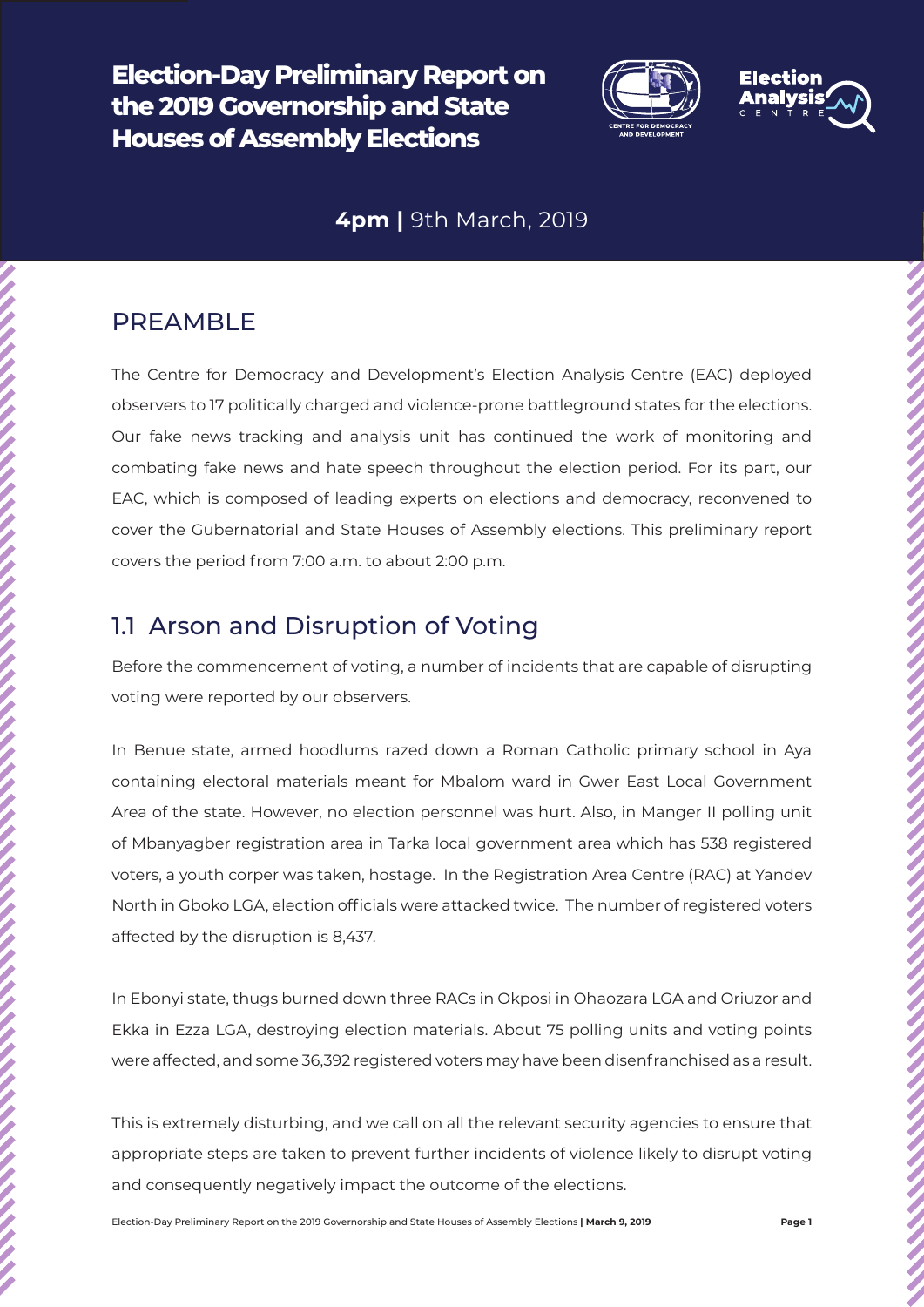# Election-Day Preliminary Report on the 2019 Governorship and State Houses of Assembly Elections

**4pm |** 9th March, 2019

## PREAMBLE

The Centre for Democracy and Development's Election Analysis Centre (EAC) deployed observers to 17 politically charged and violence-prone battleground states for the elections. Our fake news tracking and analysis unit has continued the work of monitoring and combating fake news and hate speech throughout the election period. For its part, our EAC, which is composed of leading experts on elections and democracy, reconvened to cover the Gubernatorial and State Houses of Assembly elections. This preliminary report covers the period from 7:00 a.m. to about 2:00 p.m.

## 1.1 Arson and Disruption of Voting

Before the commencement of voting, a number of incidents that are capable of disrupting voting were reported by our observers.

In Benue state, armed hoodlums razed down a Roman Catholic primary school in Aya containing electoral materials meant for Mbalom ward in Gwer East Local Government Area of the state. However, no election personnel was hurt. Also, in Manger II polling unit of Mbanyagber registration area in Tarka local government area which has 538 registered voters, a youth corper was taken, hostage. In the Registration Area Centre (RAC) at Yandev North in Gboko LGA, election officials were attacked twice. The number of registered voters affected by the disruption is 8,437.

In Ebonyi state, thugs burned down three RACs in Okposi in Ohaozara LGA and Oriuzor and Ekka in Ezza LGA, destroying election materials. About 75 polling units and voting points were affected, and some 36,392 registered voters may have been disenfranchised as a result.

This is extremely disturbing, and we call on all the relevant security agencies to ensure that appropriate steps are taken to prevent further incidents of violence likely to disrupt voting and consequently negatively impact the outcome of the elections.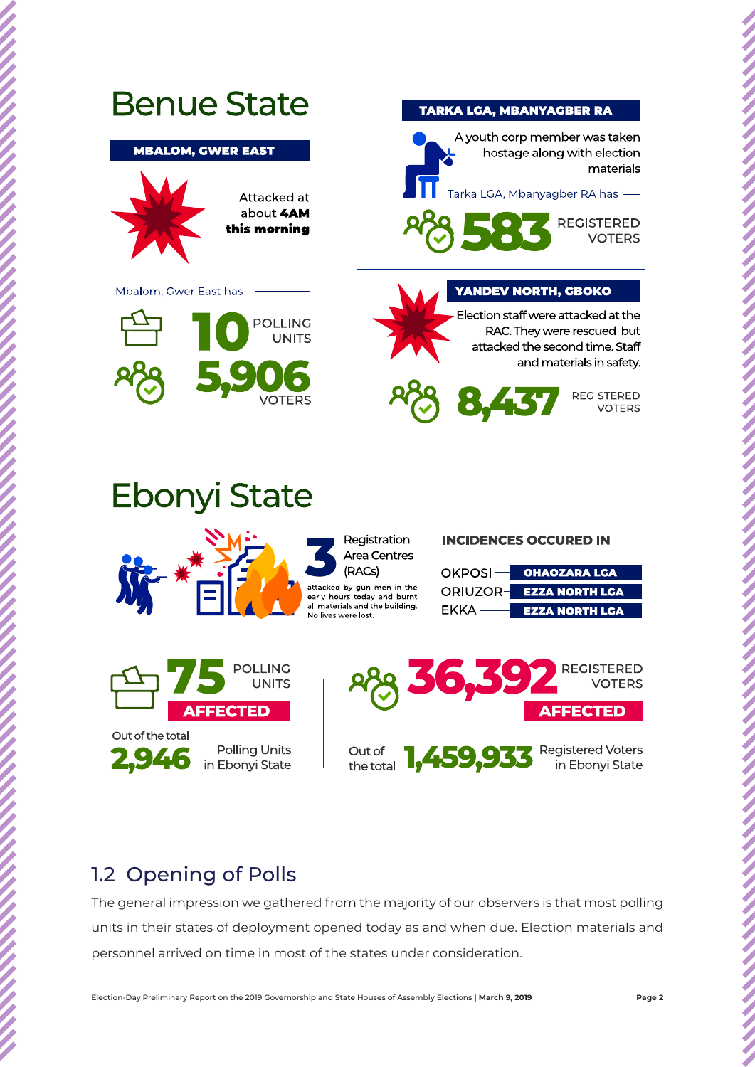# Benue State

### MBALOM, GWER EAST

Attacked at about **4AM this morning**

Mbalom, Gwer East has

**10** POLLING UNITS

**5,906** VOTERS

### TARKA LGA, MBANYAGBER RA

A youth corp member was taken hostage along with election materials

Tarka LGA, Mbanyagber RA has

**583** REGISTERED VOTERS

### YANDEV NORTH, GBOKO

Election staff were attacked at the RAC. They were rescued but attacked the second time. Staff and materials in safety.

**8,437** REGISTERED VOTERS

# Ebonyi State

**3** Registration Area Centres (RACs)

attacked by gun men in the early hours today and burnt all materials and the building. No lives were lost.

**INCIDENCES OCCURED IN**

| Location | LGA |
|---|---|
| OKPOSI | OHAOZARA LGA |
| ORIUZOR | EZZA NORTH LGA |
| EKKA | EZZA NORTH LGA |

**75** POLLING UNITS **AFFECTED**

Out of the total **2,946** Polling Units in Ebonyi State

**36,392** REGISTERED VOTERS **AFFECTED**

Out of the total **1,459,933** Registered Voters in Ebonyi State

## 1.2 Opening of Polls

The general impression we gathered from the majority of our observers is that most polling units in their states of deployment opened today as and when due. Election materials and personnel arrived on time in most of the states under consideration.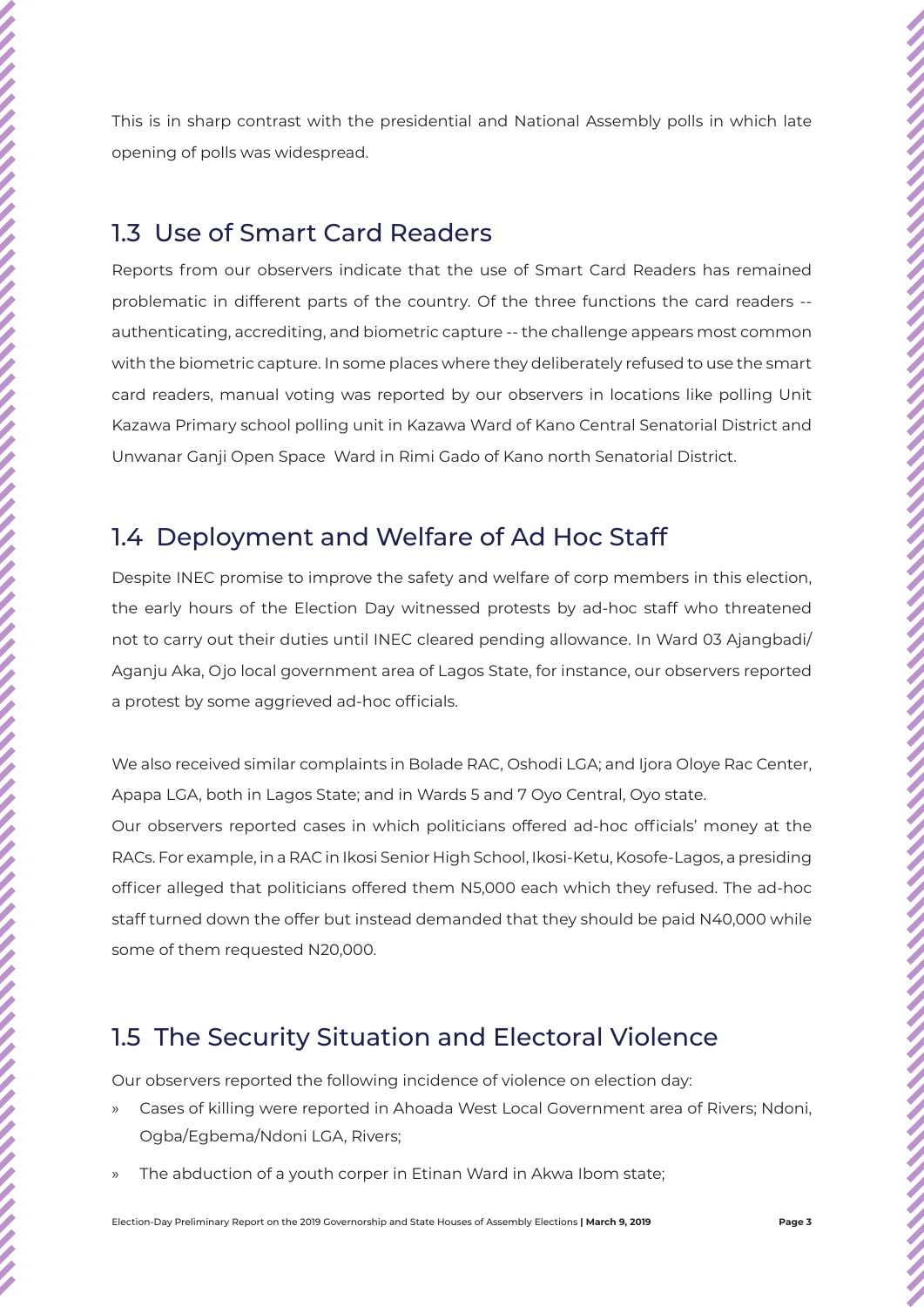This is in sharp contrast with the presidential and National Assembly polls in which late opening of polls was widespread.

## 1.3 Use of Smart Card Readers

Reports from our observers indicate that the use of Smart Card Readers has remained problematic in different parts of the country. Of the three functions the card readers -- authenticating, accrediting, and biometric capture -- the challenge appears most common with the biometric capture. In some places where they deliberately refused to use the smart card readers, manual voting was reported by our observers in locations like polling Unit Kazawa Primary school polling unit in Kazawa Ward of Kano Central Senatorial District and Unwanar Ganji Open Space Ward in Rimi Gado of Kano north Senatorial District.

## 1.4 Deployment and Welfare of Ad Hoc Staff

Despite INEC promise to improve the safety and welfare of corp members in this election, the early hours of the Election Day witnessed protests by ad-hoc staff who threatened not to carry out their duties until INEC cleared pending allowance. In Ward 03 Ajangbadi/ Aganju Aka, Ojo local government area of Lagos State, for instance, our observers reported a protest by some aggrieved ad-hoc officials.

We also received similar complaints in Bolade RAC, Oshodi LGA; and Ijora Oloye Rac Center, Apapa LGA, both in Lagos State; and in Wards 5 and 7 Oyo Central, Oyo state.
Our observers reported cases in which politicians offered ad-hoc officials' money at the RACs. For example, in a RAC in Ikosi Senior High School, Ikosi-Ketu, Kosofe-Lagos, a presiding officer alleged that politicians offered them N5,000 each which they refused. The ad-hoc staff turned down the offer but instead demanded that they should be paid N40,000 while some of them requested N20,000.

## 1.5 The Security Situation and Electoral Violence

Our observers reported the following incidence of violence on election day:

- Cases of killing were reported in Ahoada West Local Government area of Rivers; Ndoni, Ogba/Egbema/Ndoni LGA, Rivers;
- The abduction of a youth corper in Etinan Ward in Akwa Ibom state;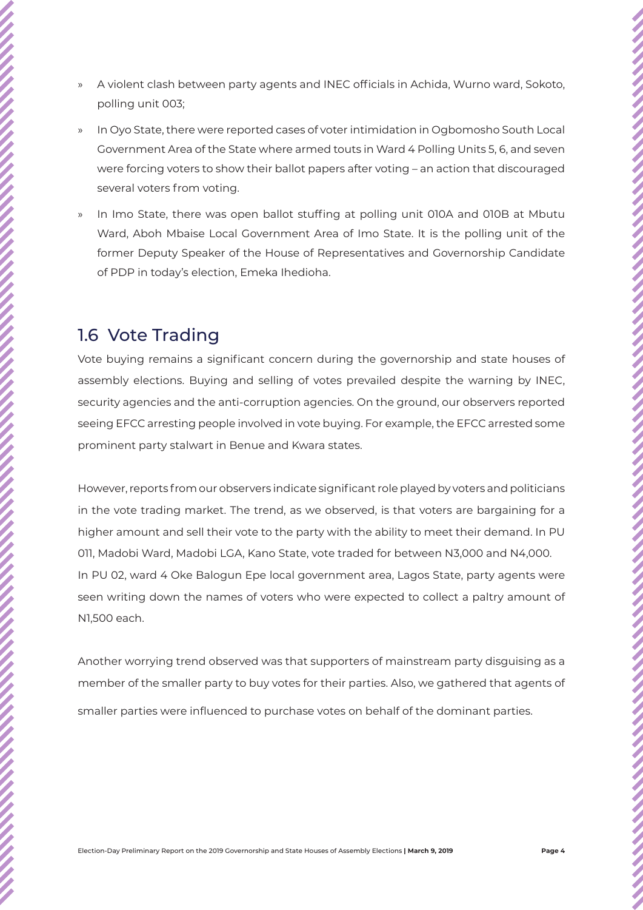- A violent clash between party agents and INEC officials in Achida, Wurno ward, Sokoto, polling unit 003;
- In Oyo State, there were reported cases of voter intimidation in Ogbomosho South Local Government Area of the State where armed touts in Ward 4 Polling Units 5, 6, and seven were forcing voters to show their ballot papers after voting – an action that discouraged several voters from voting.
- In Imo State, there was open ballot stuffing at polling unit 010A and 010B at Mbutu Ward, Aboh Mbaise Local Government Area of Imo State. It is the polling unit of the former Deputy Speaker of the House of Representatives and Governorship Candidate of PDP in today's election, Emeka Ihedioha.

## 1.6 Vote Trading

Vote buying remains a significant concern during the governorship and state houses of assembly elections. Buying and selling of votes prevailed despite the warning by INEC, security agencies and the anti-corruption agencies. On the ground, our observers reported seeing EFCC arresting people involved in vote buying. For example, the EFCC arrested some prominent party stalwart in Benue and Kwara states.

However, reports from our observers indicate significant role played by voters and politicians in the vote trading market. The trend, as we observed, is that voters are bargaining for a higher amount and sell their vote to the party with the ability to meet their demand. In PU 011, Madobi Ward, Madobi LGA, Kano State, vote traded for between N3,000 and N4,000. In PU 02, ward 4 Oke Balogun Epe local government area, Lagos State, party agents were seen writing down the names of voters who were expected to collect a paltry amount of N1,500 each.

Another worrying trend observed was that supporters of mainstream party disguising as a member of the smaller party to buy votes for their parties. Also, we gathered that agents of smaller parties were influenced to purchase votes on behalf of the dominant parties.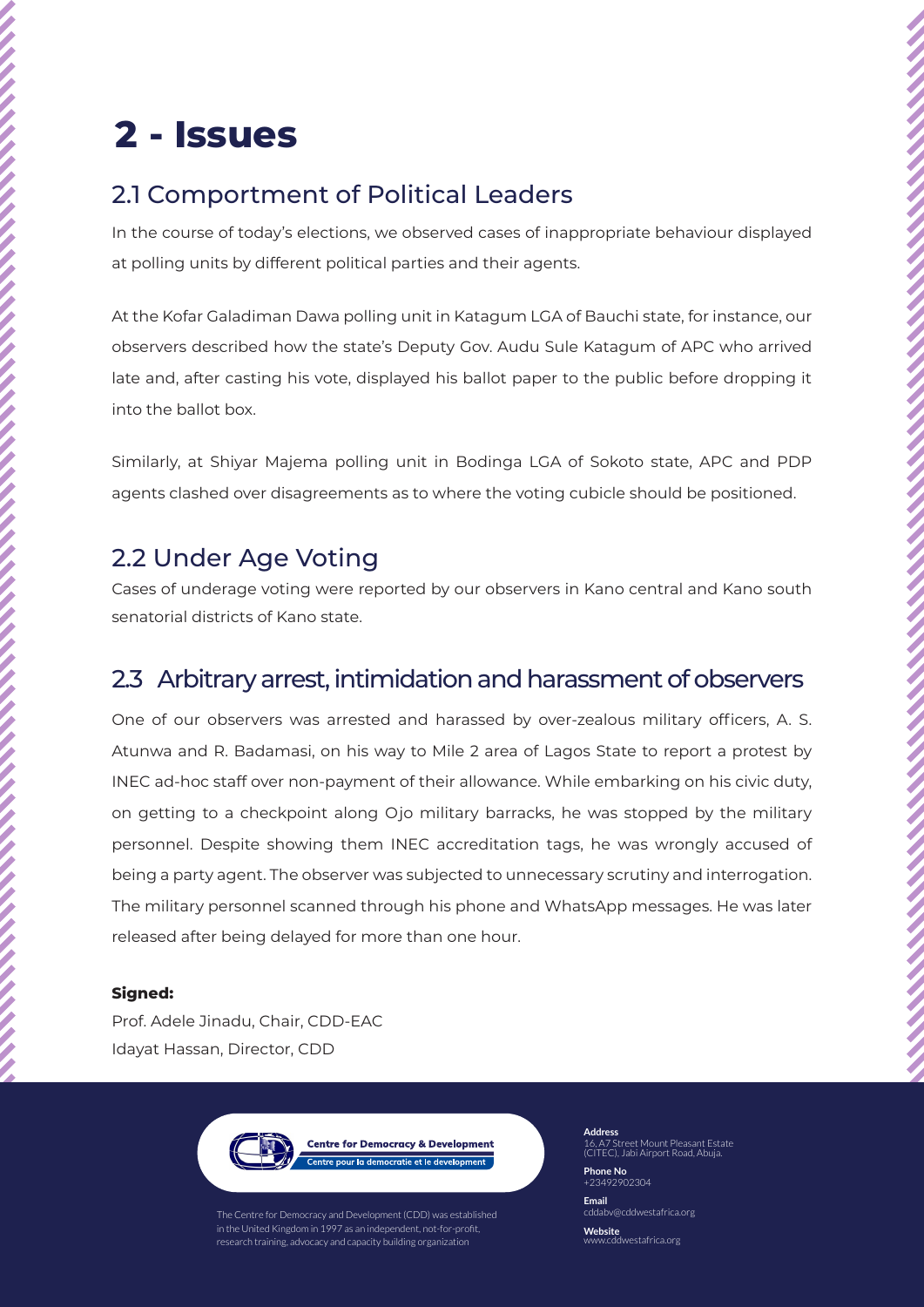# 2 - Issues

## 2.1 Comportment of Political Leaders

In the course of today's elections, we observed cases of inappropriate behaviour displayed at polling units by different political parties and their agents.

At the Kofar Galadiman Dawa polling unit in Katagum LGA of Bauchi state, for instance, our observers described how the state's Deputy Gov. Audu Sule Katagum of APC who arrived late and, after casting his vote, displayed his ballot paper to the public before dropping it into the ballot box.

Similarly, at Shiyar Majema polling unit in Bodinga LGA of Sokoto state, APC and PDP agents clashed over disagreements as to where the voting cubicle should be positioned.

## 2.2 Under Age Voting

Cases of underage voting were reported by our observers in Kano central and Kano south senatorial districts of Kano state.

## 2.3 Arbitrary arrest, intimidation and harassment of observers

One of our observers was arrested and harassed by over-zealous military officers, A. S. Atunwa and R. Badamasi, on his way to Mile 2 area of Lagos State to report a protest by INEC ad-hoc staff over non-payment of their allowance. While embarking on his civic duty, on getting to a checkpoint along Ojo military barracks, he was stopped by the military personnel. Despite showing them INEC accreditation tags, he was wrongly accused of being a party agent. The observer was subjected to unnecessary scrutiny and interrogation. The military personnel scanned through his phone and WhatsApp messages. He was later released after being delayed for more than one hour.

**Signed:**

Prof. Adele Jinadu, Chair, CDD-EAC

Idayat Hassan, Director, CDD

Centre for Democracy & Development

Centre pour la democratie et le developpement

The Centre for Democracy and Development (CDD) was established in the United Kingdom in 1997 as an independent, not-for-profit, research training, advocacy and capacity building organization

**Address**
16, A7 Street Mount Pleasant Estate (CITEC), Jabi Airport Road, Abuja.

**Phone No**
+23492902304

**Email**
cddabv@cddwestafrica.org

**Website**
www.cddwestafrica.org